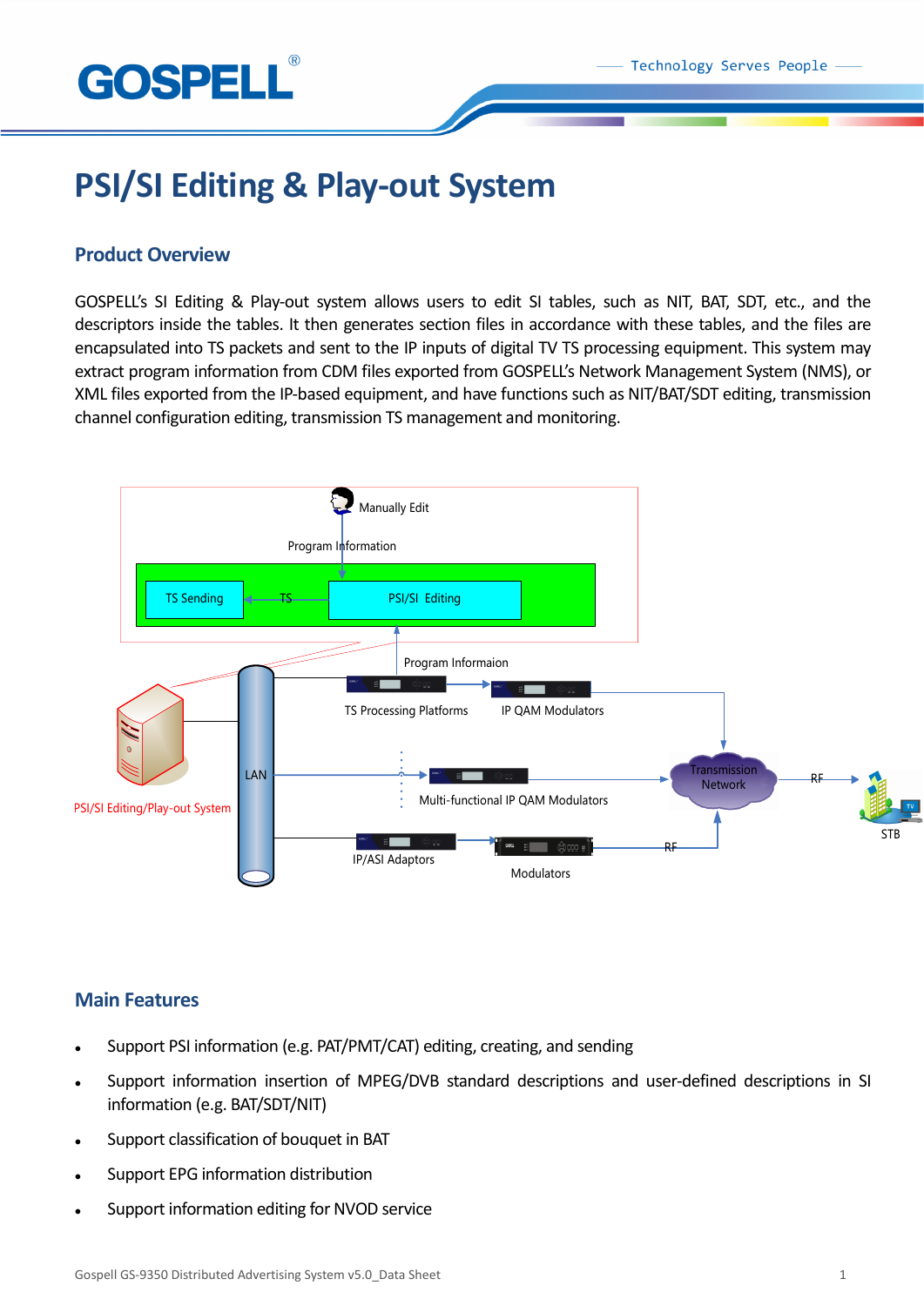# PSI/SI Editing & Play-out System

## Product Overview

GOSPELL's SI Editing & Play-out system allows users to edit SI tables, such as NIT, BAT, SDT, etc., and the descriptors inside the tables. It then generates section files in accordance with these tables, and the files are encapsulated into TS packets and sent to the IP inputs of digital TV TS processing equipment. This system may extract program information from CDM files exported from GOSPELL's Network Management System (NMS), or XML files exported from the IP-based equipment, and have functions such as NIT/BAT/SDT editing, transmission channel configuration editing, transmission TS management and monitoring.

## Main Features

- Support PSI information (e.g. PAT/PMT/CAT) editing, creating, and sending
- Support information insertion of MPEG/DVB standard descriptions and user-defined descriptions in SI information (e.g. BAT/SDT/NIT)
- Support classification of bouquet in BAT
- Support EPG information distribution
- Support information editing for NVOD service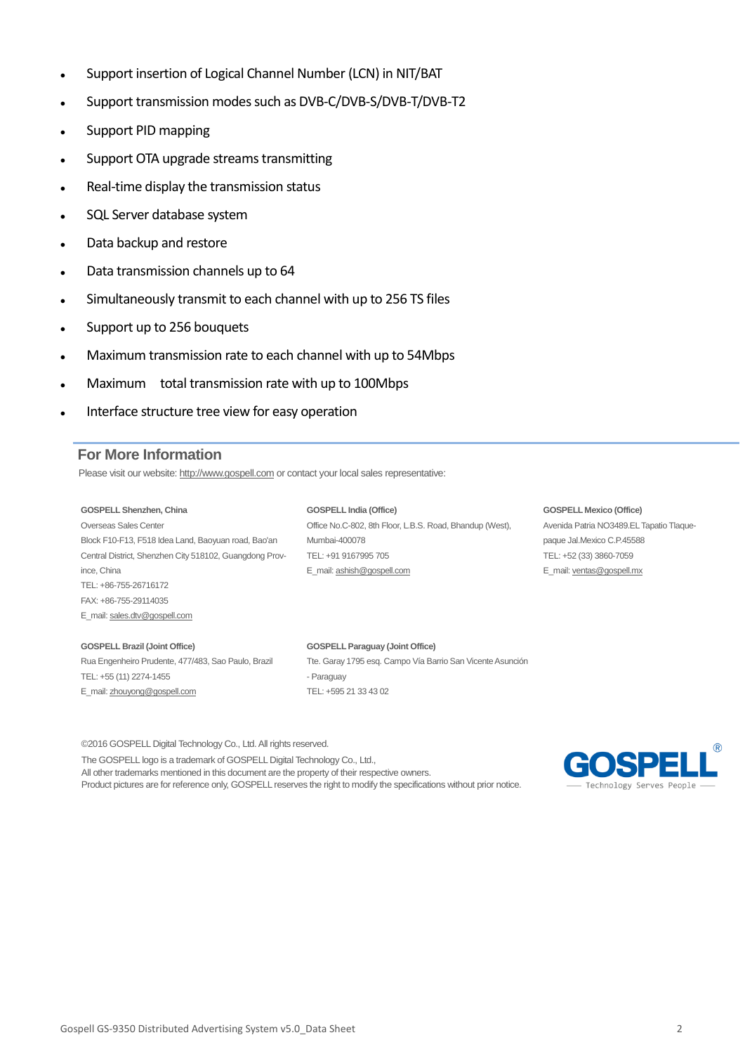- Support insertion of Logical Channel Number (LCN) in NIT/BAT
- Support transmission modes such as DVB-C/DVB-S/DVB-T/DVB-T2
- Support PID mapping
- Support OTA upgrade streams transmitting
- Real-time display the transmission status
- SQL Server database system
- Data backup and restore
- Data transmission channels up to 64
- Simultaneously transmit to each channel with up to 256 TS files
- Support up to 256 bouquets
- Maximum transmission rate to each channel with up to 54Mbps
- Maximum total transmission rate with up to 100Mbps
- Interface structure tree view for easy operation

## For More Information

Please visit our website: http://www.gospell.com or contact your local sales representative:

**GOSPELL Shenzhen, China**
Overseas Sales Center
Block F10-F13, F518 Idea Land, Baoyuan road, Bao'an Central District, Shenzhen City 518102, Guangdong Province, China
TEL: +86-755-26716172
FAX: +86-755-29114035
E_mail: sales.dtv@gospell.com

**GOSPELL India (Office)**
Office No.C-802, 8th Floor, L.B.S. Road, Bhandup (West), Mumbai-400078
TEL: +91 9167995 705
E_mail: ashish@gospell.com

**GOSPELL Mexico (Office)**
Avenida Patria NO3489.EL Tapatio Tlaquepaque Jal.Mexico C.P.45588
TEL: +52 (33) 3860-7059
E_mail: ventas@gospell.mx

**GOSPELL Brazil (Joint Office)**
Rua Engenheiro Prudente, 477/483, Sao Paulo, Brazil
TEL: +55 (11) 2274-1455
E_mail: zhouyong@gospell.com

**GOSPELL Paraguay (Joint Office)**
Tte. Garay 1795 esq. Campo Vía Barrio San Vicente Asunción - Paraguay
TEL: +595 21 33 43 02

©2016 GOSPELL Digital Technology Co., Ltd. All rights reserved.

The GOSPELL logo is a trademark of GOSPELL Digital Technology Co., Ltd.,
All other trademarks mentioned in this document are the property of their respective owners.
Product pictures are for reference only, GOSPELL reserves the right to modify the specifications without prior notice.

GOSPELL®
Technology Serves People